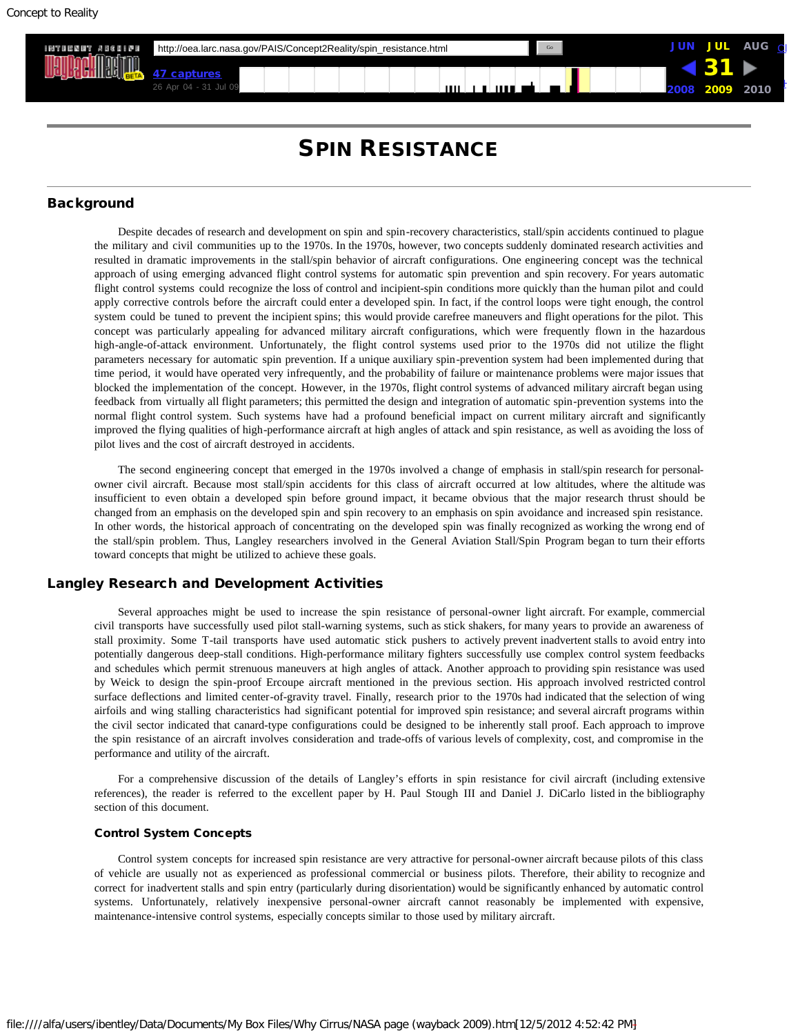# Spin Resistance

## Background

Despite decades of research and development on spin and spin-recovery characteristics, stall/spin accidents continued to plague the military and civil communities up to the 1970s. In the 1970s, however, two concepts suddenly dominated research activities and resulted in dramatic improvements in the stall/spin behavior of aircraft configurations. One engineering concept was the technical approach of using emerging advanced flight control systems for automatic spin prevention and spin recovery. For years automatic flight control systems could recognize the loss of control and incipient-spin conditions more quickly than the human pilot and could apply corrective controls before the aircraft could enter a developed spin. In fact, if the control loops were tight enough, the control system could be tuned to prevent the incipient spins; this would provide carefree maneuvers and flight operations for the pilot. This concept was particularly appealing for advanced military aircraft configurations, which were frequently flown in the hazardous high-angle-of-attack environment. Unfortunately, the flight control systems used prior to the 1970s did not utilize the flight parameters necessary for automatic spin prevention. If a unique auxiliary spin-prevention system had been implemented during that time period, it would have operated very infrequently, and the probability of failure or maintenance problems were major issues that blocked the implementation of the concept. However, in the 1970s, flight control systems of advanced military aircraft began using feedback from virtually all flight parameters; this permitted the design and integration of automatic spin-prevention systems into the normal flight control system. Such systems have had a profound beneficial impact on current military aircraft and significantly improved the flying qualities of high-performance aircraft at high angles of attack and spin resistance, as well as avoiding the loss of pilot lives and the cost of aircraft destroyed in accidents.

The second engineering concept that emerged in the 1970s involved a change of emphasis in stall/spin research for personal-owner civil aircraft. Because most stall/spin accidents for this class of aircraft occurred at low altitudes, where the altitude was insufficient to even obtain a developed spin before ground impact, it became obvious that the major research thrust should be changed from an emphasis on the developed spin and spin recovery to an emphasis on spin avoidance and increased spin resistance. In other words, the historical approach of concentrating on the developed spin was finally recognized as working the wrong end of the stall/spin problem. Thus, Langley researchers involved in the General Aviation Stall/Spin Program began to turn their efforts toward concepts that might be utilized to achieve these goals.

## Langley Research and Development Activities

Several approaches might be used to increase the spin resistance of personal-owner light aircraft. For example, commercial civil transports have successfully used pilot stall-warning systems, such as stick shakers, for many years to provide an awareness of stall proximity. Some T-tail transports have used automatic stick pushers to actively prevent inadvertent stalls to avoid entry into potentially dangerous deep-stall conditions. High-performance military fighters successfully use complex control system feedbacks and schedules which permit strenuous maneuvers at high angles of attack. Another approach to providing spin resistance was used by Weick to design the spin-proof Ercoupe aircraft mentioned in the previous section. His approach involved restricted control surface deflections and limited center-of-gravity travel. Finally, research prior to the 1970s had indicated that the selection of wing airfoils and wing stalling characteristics had significant potential for improved spin resistance; and several aircraft programs within the civil sector indicated that canard-type configurations could be designed to be inherently stall proof. Each approach to improve the spin resistance of an aircraft involves consideration and trade-offs of various levels of complexity, cost, and compromise in the performance and utility of the aircraft.

For a comprehensive discussion of the details of Langley's efforts in spin resistance for civil aircraft (including extensive references), the reader is referred to the excellent paper by H. Paul Stough III and Daniel J. DiCarlo listed in the bibliography section of this document.

### Control System Concepts

Control system concepts for increased spin resistance are very attractive for personal-owner aircraft because pilots of this class of vehicle are usually not as experienced as professional commercial or business pilots. Therefore, their ability to recognize and correct for inadvertent stalls and spin entry (particularly during disorientation) would be significantly enhanced by automatic control systems. Unfortunately, relatively inexpensive personal-owner aircraft cannot reasonably be implemented with expensive, maintenance-intensive control systems, especially concepts similar to those used by military aircraft.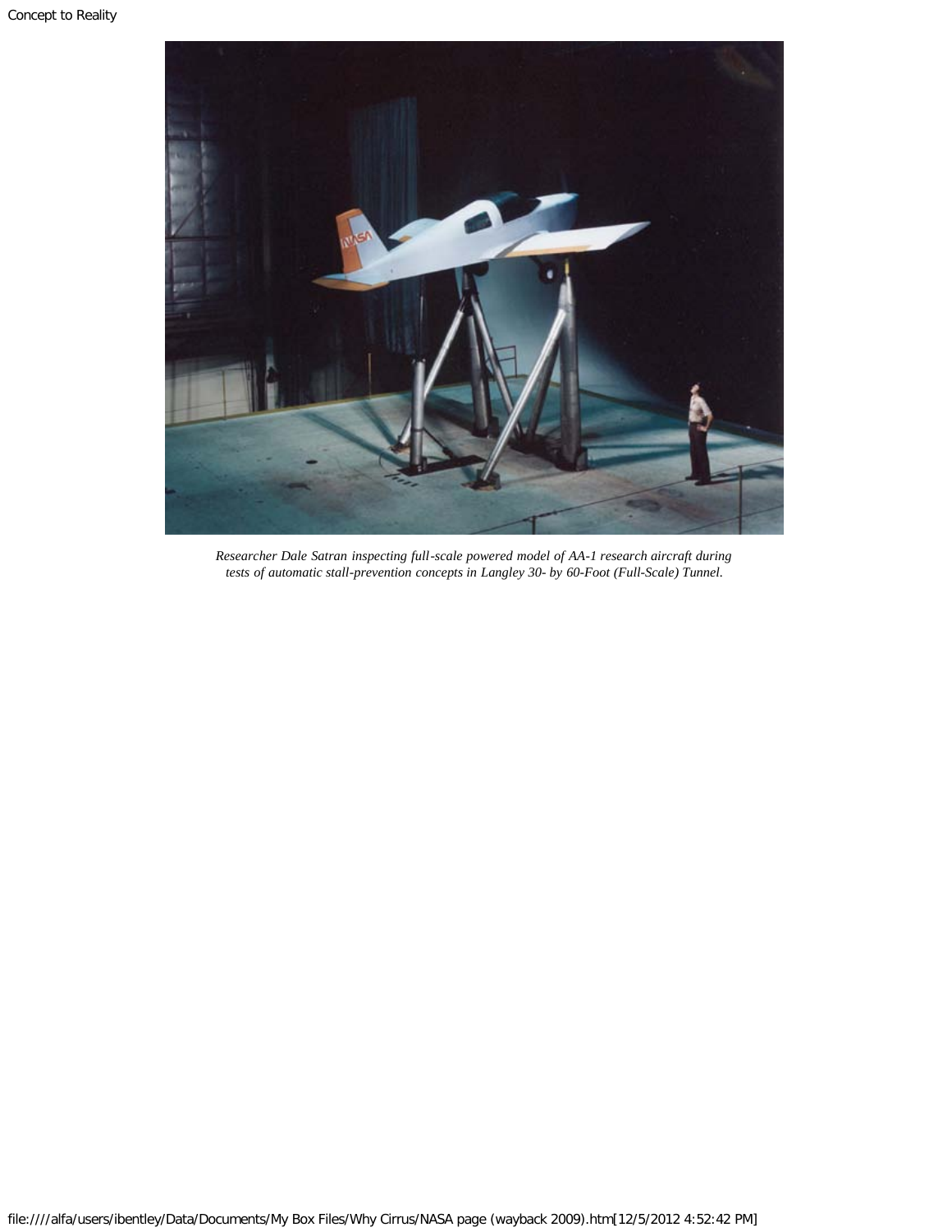*Researcher Dale Satran inspecting full-scale powered model of AA-1 research aircraft during tests of automatic stall-prevention concepts in Langley 30- by 60-Foot (Full-Scale) Tunnel.*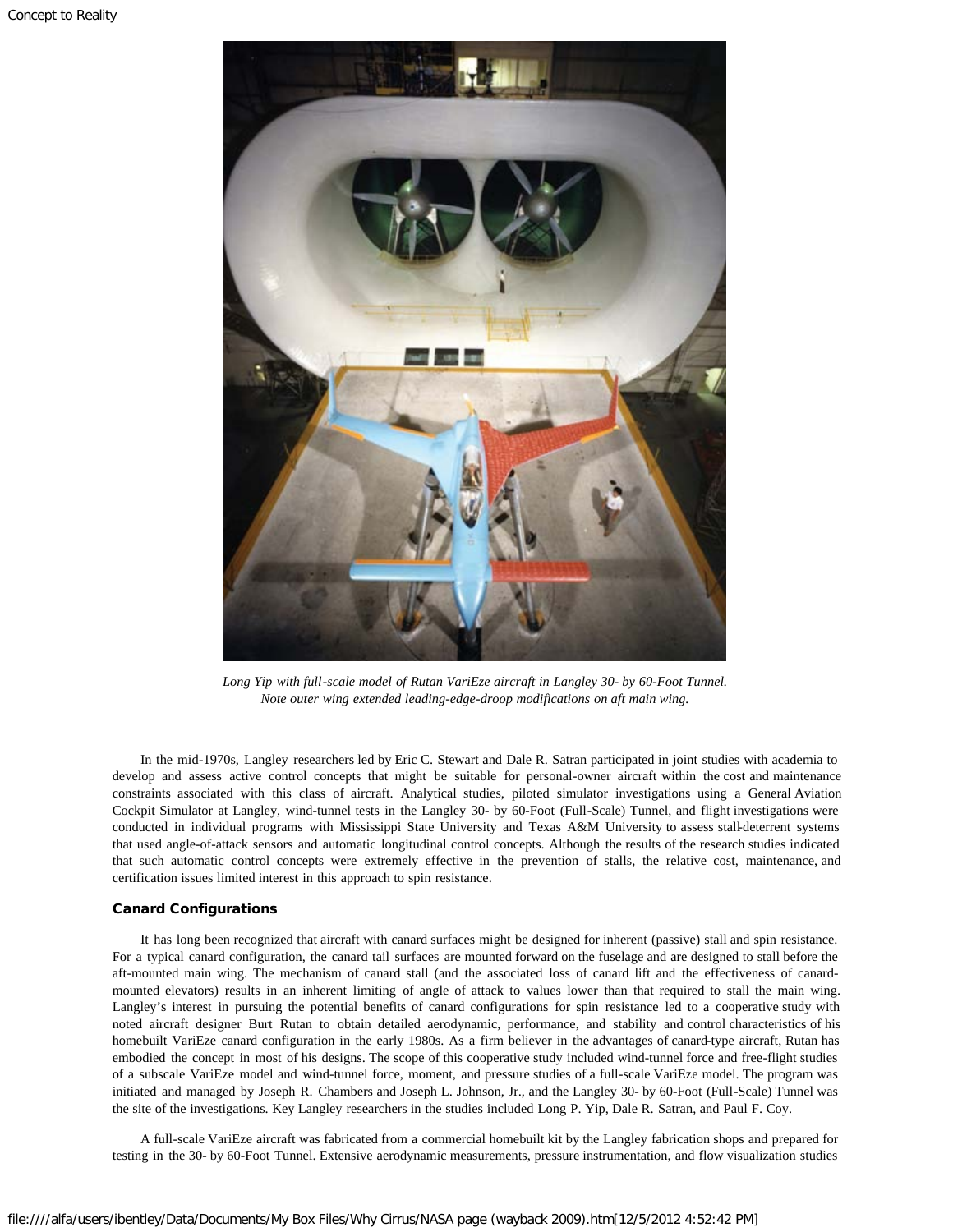*Long Yip with full-scale model of Rutan VariEze aircraft in Langley 30- by 60-Foot Tunnel. Note outer wing extended leading-edge-droop modifications on aft main wing.*

In the mid-1970s, Langley researchers led by Eric C. Stewart and Dale R. Satran participated in joint studies with academia to develop and assess active control concepts that might be suitable for personal-owner aircraft within the cost and maintenance constraints associated with this class of aircraft. Analytical studies, piloted simulator investigations using a General Aviation Cockpit Simulator at Langley, wind-tunnel tests in the Langley 30- by 60-Foot (Full-Scale) Tunnel, and flight investigations were conducted in individual programs with Mississippi State University and Texas A&M University to assess stall-deterrent systems that used angle-of-attack sensors and automatic longitudinal control concepts. Although the results of the research studies indicated that such automatic control concepts were extremely effective in the prevention of stalls, the relative cost, maintenance, and certification issues limited interest in this approach to spin resistance.

### Canard Configurations

It has long been recognized that aircraft with canard surfaces might be designed for inherent (passive) stall and spin resistance. For a typical canard configuration, the canard tail surfaces are mounted forward on the fuselage and are designed to stall before the aft-mounted main wing. The mechanism of canard stall (and the associated loss of canard lift and the effectiveness of canard-mounted elevators) results in an inherent limiting of angle of attack to values lower than that required to stall the main wing. Langley's interest in pursuing the potential benefits of canard configurations for spin resistance led to a cooperative study with noted aircraft designer Burt Rutan to obtain detailed aerodynamic, performance, and stability and control characteristics of his homebuilt VariEze canard configuration in the early 1980s. As a firm believer in the advantages of canard-type aircraft, Rutan has embodied the concept in most of his designs. The scope of this cooperative study included wind-tunnel force and free-flight studies of a subscale VariEze model and wind-tunnel force, moment, and pressure studies of a full-scale VariEze model. The program was initiated and managed by Joseph R. Chambers and Joseph L. Johnson, Jr., and the Langley 30- by 60-Foot (Full-Scale) Tunnel was the site of the investigations. Key Langley researchers in the studies included Long P. Yip, Dale R. Satran, and Paul F. Coy.

A full-scale VariEze aircraft was fabricated from a commercial homebuilt kit by the Langley fabrication shops and prepared for testing in the 30- by 60-Foot Tunnel. Extensive aerodynamic measurements, pressure instrumentation, and flow visualization studies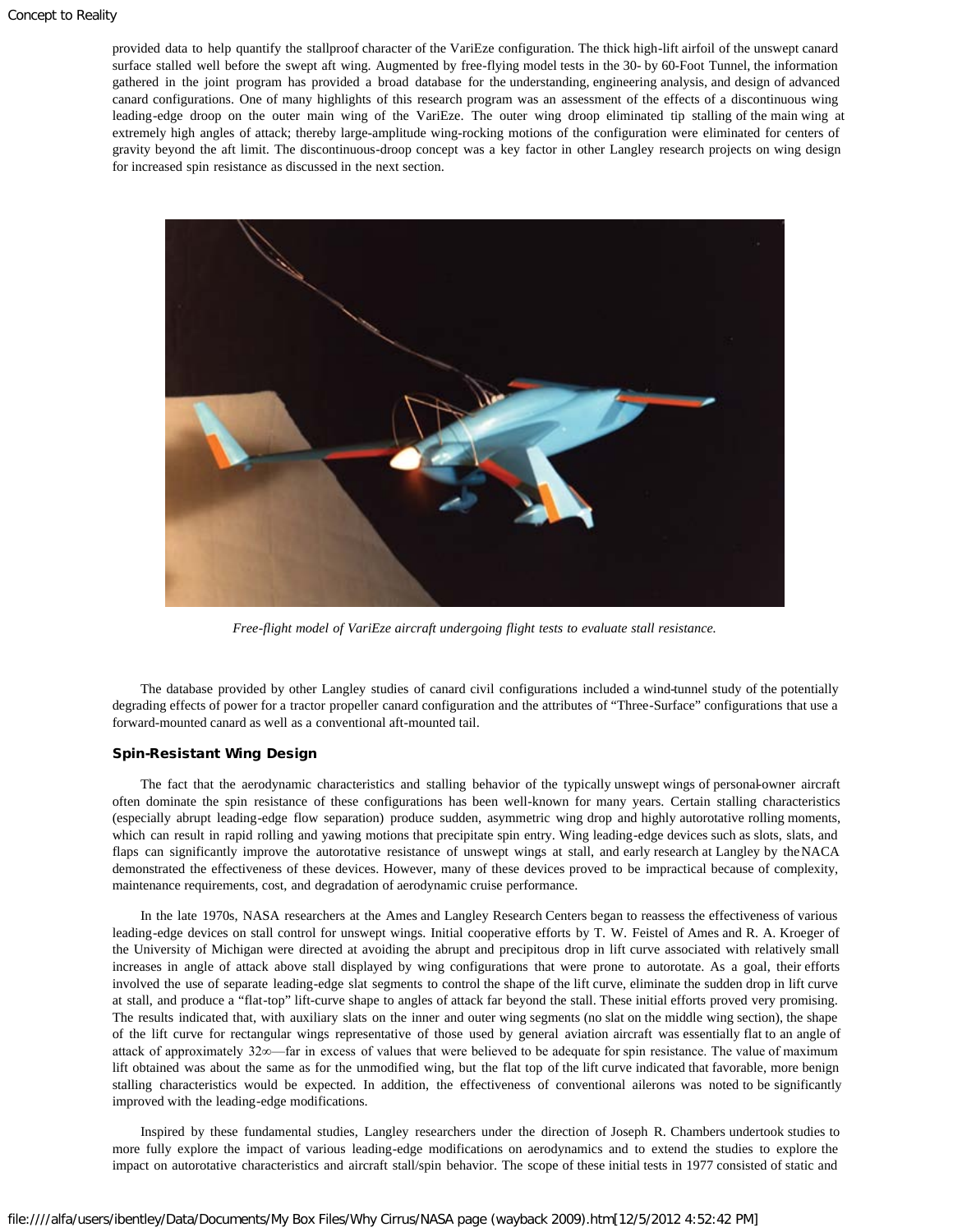provided data to help quantify the stallproof character of the VariEze configuration. The thick high-lift airfoil of the unswept canard surface stalled well before the swept aft wing. Augmented by free-flying model tests in the 30- by 60-Foot Tunnel, the information gathered in the joint program has provided a broad database for the understanding, engineering analysis, and design of advanced canard configurations. One of many highlights of this research program was an assessment of the effects of a discontinuous wing leading-edge droop on the outer main wing of the VariEze. The outer wing droop eliminated tip stalling of the main wing at extremely high angles of attack; thereby large-amplitude wing-rocking motions of the configuration were eliminated for centers of gravity beyond the aft limit. The discontinuous-droop concept was a key factor in other Langley research projects on wing design for increased spin resistance as discussed in the next section.

*Free-flight model of VariEze aircraft undergoing flight tests to evaluate stall resistance.*

The database provided by other Langley studies of canard civil configurations included a wind-tunnel study of the potentially degrading effects of power for a tractor propeller canard configuration and the attributes of "Three-Surface" configurations that use a forward-mounted canard as well as a conventional aft-mounted tail.

### Spin-Resistant Wing Design

The fact that the aerodynamic characteristics and stalling behavior of the typically unswept wings of personal-owner aircraft often dominate the spin resistance of these configurations has been well-known for many years. Certain stalling characteristics (especially abrupt leading-edge flow separation) produce sudden, asymmetric wing drop and highly autorotative rolling moments, which can result in rapid rolling and yawing motions that precipitate spin entry. Wing leading-edge devices such as slots, slats, and flaps can significantly improve the autorotative resistance of unswept wings at stall, and early research at Langley by the NACA demonstrated the effectiveness of these devices. However, many of these devices proved to be impractical because of complexity, maintenance requirements, cost, and degradation of aerodynamic cruise performance.

In the late 1970s, NASA researchers at the Ames and Langley Research Centers began to reassess the effectiveness of various leading-edge devices on stall control for unswept wings. Initial cooperative efforts by T. W. Feistel of Ames and R. A. Kroeger of the University of Michigan were directed at avoiding the abrupt and precipitous drop in lift curve associated with relatively small increases in angle of attack above stall displayed by wing configurations that were prone to autorotate. As a goal, their efforts involved the use of separate leading-edge slat segments to control the shape of the lift curve, eliminate the sudden drop in lift curve at stall, and produce a "flat-top" lift-curve shape to angles of attack far beyond the stall. These initial efforts proved very promising. The results indicated that, with auxiliary slats on the inner and outer wing segments (no slat on the middle wing section), the shape of the lift curve for rectangular wings representative of those used by general aviation aircraft was essentially flat to an angle of attack of approximately 32∞—far in excess of values that were believed to be adequate for spin resistance. The value of maximum lift obtained was about the same as for the unmodified wing, but the flat top of the lift curve indicated that favorable, more benign stalling characteristics would be expected. In addition, the effectiveness of conventional ailerons was noted to be significantly improved with the leading-edge modifications.

Inspired by these fundamental studies, Langley researchers under the direction of Joseph R. Chambers undertook studies to more fully explore the impact of various leading-edge modifications on aerodynamics and to extend the studies to explore the impact on autorotative characteristics and aircraft stall/spin behavior. The scope of these initial tests in 1977 consisted of static and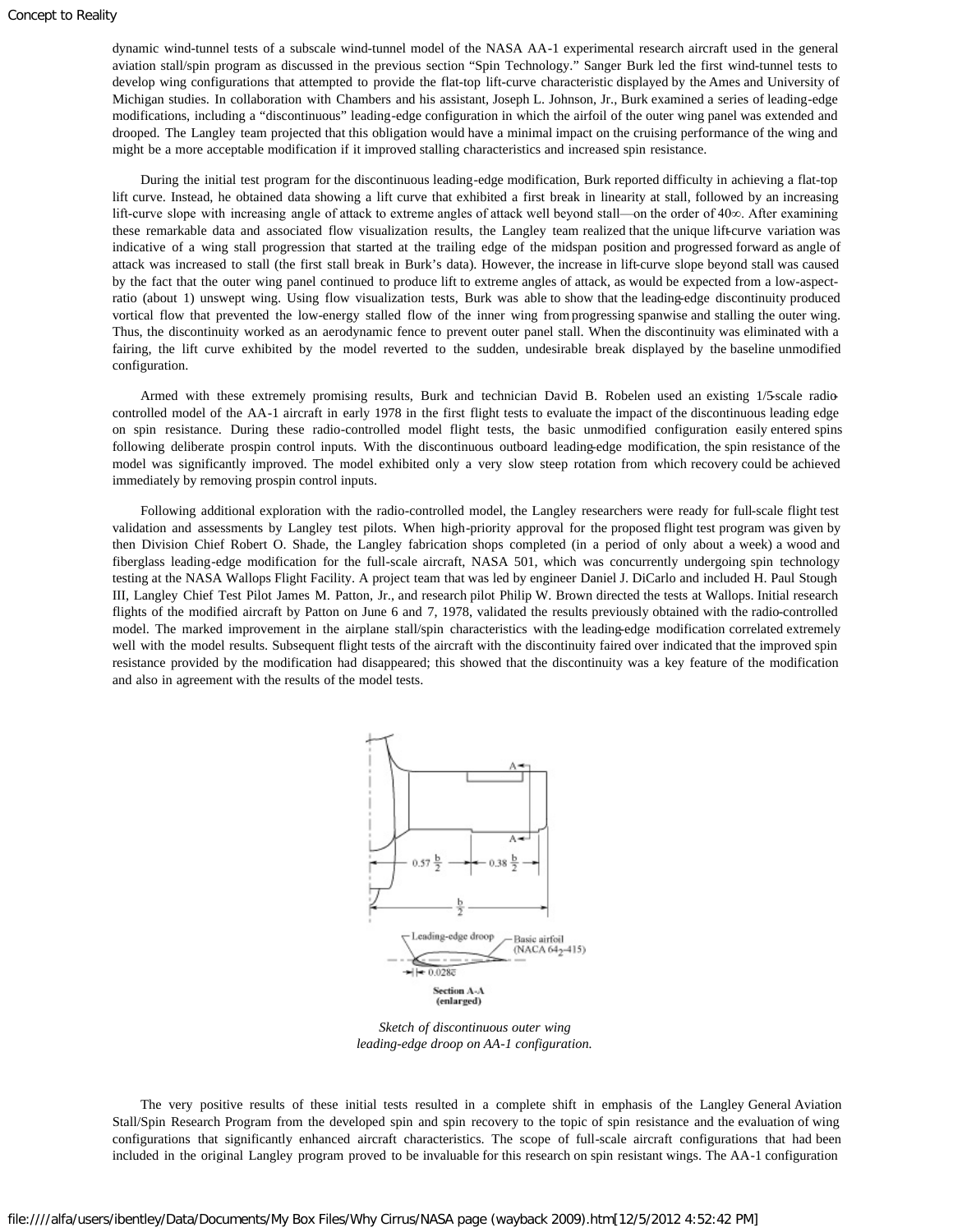dynamic wind-tunnel tests of a subscale wind-tunnel model of the NASA AA-1 experimental research aircraft used in the general aviation stall/spin program as discussed in the previous section "Spin Technology." Sanger Burk led the first wind-tunnel tests to develop wing configurations that attempted to provide the flat-top lift-curve characteristic displayed by the Ames and University of Michigan studies. In collaboration with Chambers and his assistant, Joseph L. Johnson, Jr., Burk examined a series of leading-edge modifications, including a "discontinuous" leading-edge configuration in which the airfoil of the outer wing panel was extended and drooped. The Langley team projected that this obligation would have a minimal impact on the cruising performance of the wing and might be a more acceptable modification if it improved stalling characteristics and increased spin resistance.

During the initial test program for the discontinuous leading-edge modification, Burk reported difficulty in achieving a flat-top lift curve. Instead, he obtained data showing a lift curve that exhibited a first break in linearity at stall, followed by an increasing lift-curve slope with increasing angle of attack to extreme angles of attack well beyond stall—on the order of 40∞. After examining these remarkable data and associated flow visualization results, the Langley team realized that the unique lift-curve variation was indicative of a wing stall progression that started at the trailing edge of the midspan position and progressed forward as angle of attack was increased to stall (the first stall break in Burk's data). However, the increase in lift-curve slope beyond stall was caused by the fact that the outer wing panel continued to produce lift to extreme angles of attack, as would be expected from a low-aspect-ratio (about 1) unswept wing. Using flow visualization tests, Burk was able to show that the leading-edge discontinuity produced vortical flow that prevented the low-energy stalled flow of the inner wing from progressing spanwise and stalling the outer wing. Thus, the discontinuity worked as an aerodynamic fence to prevent outer panel stall. When the discontinuity was eliminated with a fairing, the lift curve exhibited by the model reverted to the sudden, undesirable break displayed by the baseline unmodified configuration.

Armed with these extremely promising results, Burk and technician David B. Robelen used an existing 1/5-scale radio-controlled model of the AA-1 aircraft in early 1978 in the first flight tests to evaluate the impact of the discontinuous leading edge on spin resistance. During these radio-controlled model flight tests, the basic unmodified configuration easily entered spins following deliberate prospin control inputs. With the discontinuous outboard leading-edge modification, the spin resistance of the model was significantly improved. The model exhibited only a very slow steep rotation from which recovery could be achieved immediately by removing prospin control inputs.

Following additional exploration with the radio-controlled model, the Langley researchers were ready for full-scale flight test validation and assessments by Langley test pilots. When high-priority approval for the proposed flight test program was given by then Division Chief Robert O. Shade, the Langley fabrication shops completed (in a period of only about a week) a wood and fiberglass leading-edge modification for the full-scale aircraft, NASA 501, which was concurrently undergoing spin technology testing at the NASA Wallops Flight Facility. A project team that was led by engineer Daniel J. DiCarlo and included H. Paul Stough III, Langley Chief Test Pilot James M. Patton, Jr., and research pilot Philip W. Brown directed the tests at Wallops. Initial research flights of the modified aircraft by Patton on June 6 and 7, 1978, validated the results previously obtained with the radio-controlled model. The marked improvement in the airplane stall/spin characteristics with the leading-edge modification correlated extremely well with the model results. Subsequent flight tests of the aircraft with the discontinuity faired over indicated that the improved spin resistance provided by the modification had disappeared; this showed that the discontinuity was a key feature of the modification and also in agreement with the results of the model tests.

A
A
$0.57 \frac{b}{2}$
$0.38 \frac{b}{2}$
$\frac{b}{2}$
Leading-edge droop
Basic airfoil (NACA $64_2$-415)
$0.028\bar{c}$
Section A-A (enlarged)

*Sketch of discontinuous outer wing leading-edge droop on AA-1 configuration.*

The very positive results of these initial tests resulted in a complete shift in emphasis of the Langley General Aviation Stall/Spin Research Program from the developed spin and spin recovery to the topic of spin resistance and the evaluation of wing configurations that significantly enhanced aircraft characteristics. The scope of full-scale aircraft configurations that had been included in the original Langley program proved to be invaluable for this research on spin resistant wings. The AA-1 configuration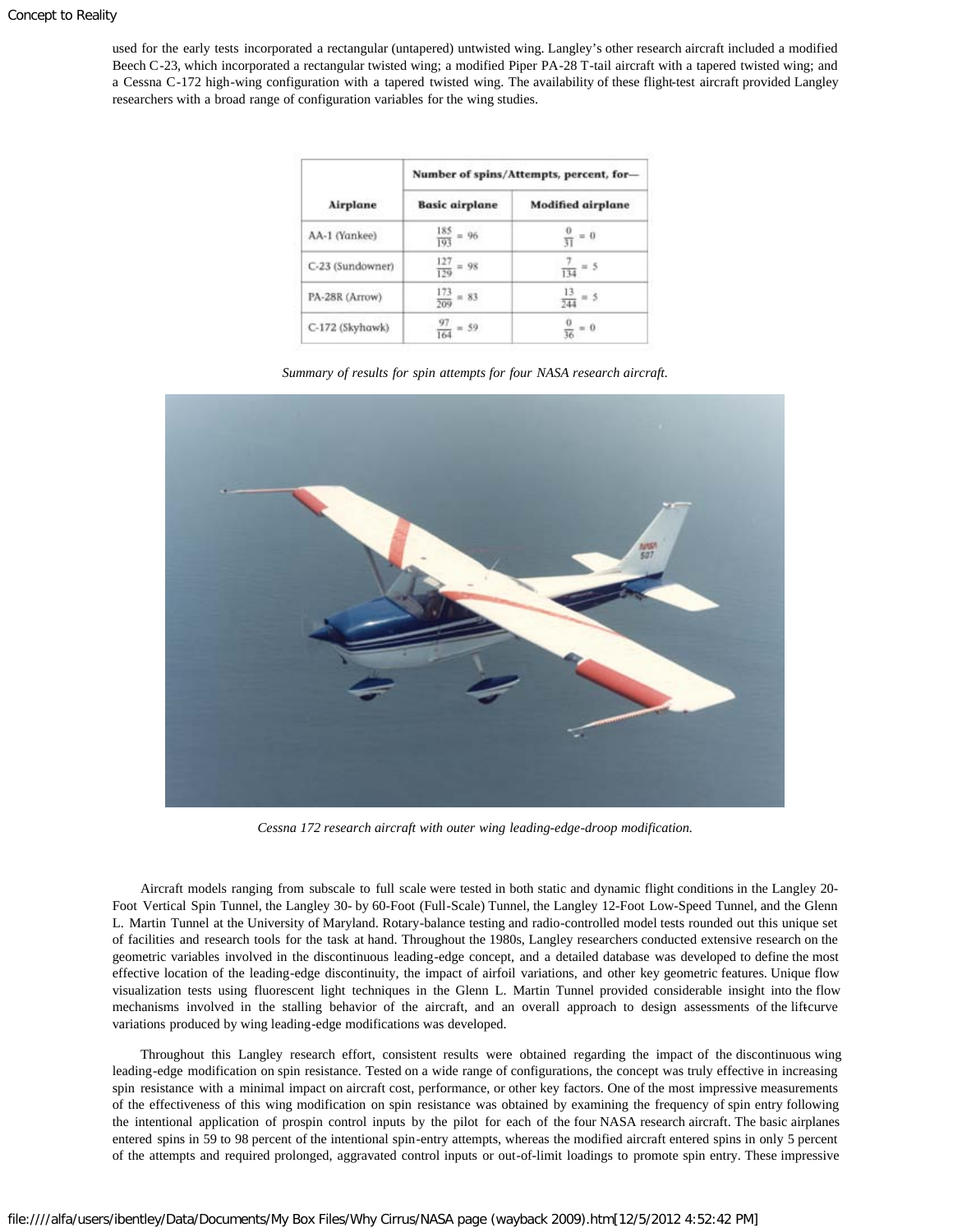used for the early tests incorporated a rectangular (untapered) untwisted wing. Langley's other research aircraft included a modified Beech C-23, which incorporated a rectangular twisted wing; a modified Piper PA-28 T-tail aircraft with a tapered twisted wing; and a Cessna C-172 high-wing configuration with a tapered twisted wing. The availability of these flight-test aircraft provided Langley researchers with a broad range of configuration variables for the wing studies.

| Airplane | Number of spins/Attempts, percent, for— | |
|---|---|---|
| | Basic airplane | Modified airplane |
| AA-1 (Yankee) | $\frac{185}{193} = 96$ | $\frac{0}{31} = 0$ |
| C-23 (Sundowner) | $\frac{127}{129} = 98$ | $\frac{7}{134} = 5$ |
| PA-28R (Arrow) | $\frac{173}{209} = 83$ | $\frac{13}{244} = 5$ |
| C-172 (Skyhawk) | $\frac{97}{164} = 59$ | $\frac{0}{36} = 0$ |

*Summary of results for spin attempts for four NASA research aircraft.*

*Cessna 172 research aircraft with outer wing leading-edge-droop modification.*

Aircraft models ranging from subscale to full scale were tested in both static and dynamic flight conditions in the Langley 20-Foot Vertical Spin Tunnel, the Langley 30- by 60-Foot (Full-Scale) Tunnel, the Langley 12-Foot Low-Speed Tunnel, and the Glenn L. Martin Tunnel at the University of Maryland. Rotary-balance testing and radio-controlled model tests rounded out this unique set of facilities and research tools for the task at hand. Throughout the 1980s, Langley researchers conducted extensive research on the geometric variables involved in the discontinuous leading-edge concept, and a detailed database was developed to define the most effective location of the leading-edge discontinuity, the impact of airfoil variations, and other key geometric features. Unique flow visualization tests using fluorescent light techniques in the Glenn L. Martin Tunnel provided considerable insight into the flow mechanisms involved in the stalling behavior of the aircraft, and an overall approach to design assessments of the liftcurve variations produced by wing leading-edge modifications was developed.

Throughout this Langley research effort, consistent results were obtained regarding the impact of the discontinuous wing leading-edge modification on spin resistance. Tested on a wide range of configurations, the concept was truly effective in increasing spin resistance with a minimal impact on aircraft cost, performance, or other key factors. One of the most impressive measurements of the effectiveness of this wing modification on spin resistance was obtained by examining the frequency of spin entry following the intentional application of prospin control inputs by the pilot for each of the four NASA research aircraft. The basic airplanes entered spins in 59 to 98 percent of the intentional spin-entry attempts, whereas the modified aircraft entered spins in only 5 percent of the attempts and required prolonged, aggravated control inputs or out-of-limit loadings to promote spin entry. These impressive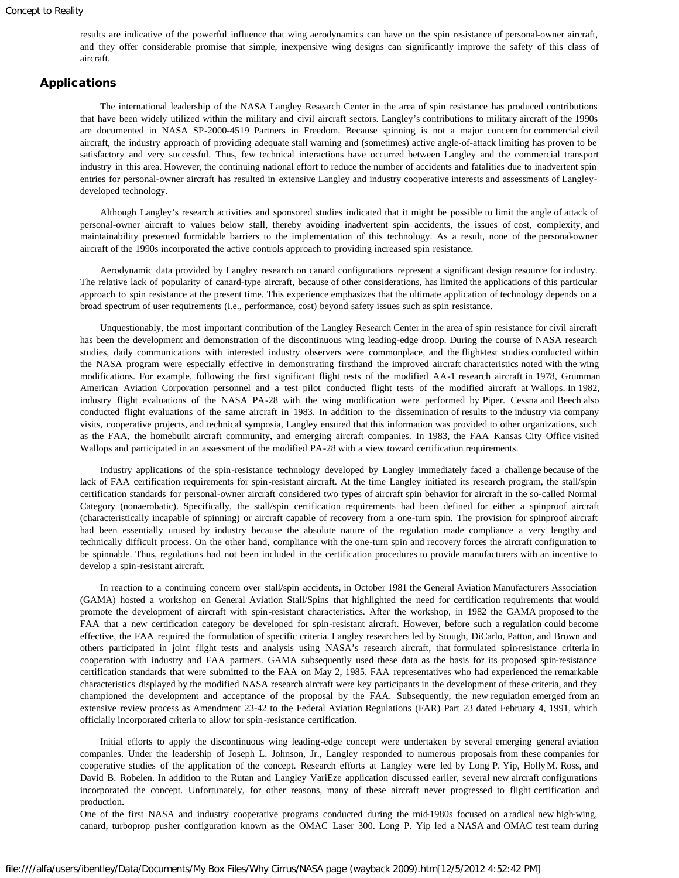results are indicative of the powerful influence that wing aerodynamics can have on the spin resistance of personal-owner aircraft, and they offer considerable promise that simple, inexpensive wing designs can significantly improve the safety of this class of aircraft.

## Applications

The international leadership of the NASA Langley Research Center in the area of spin resistance has produced contributions that have been widely utilized within the military and civil aircraft sectors. Langley's contributions to military aircraft of the 1990s are documented in NASA SP-2000-4519 Partners in Freedom. Because spinning is not a major concern for commercial civil aircraft, the industry approach of providing adequate stall warning and (sometimes) active angle-of-attack limiting has proven to be satisfactory and very successful. Thus, few technical interactions have occurred between Langley and the commercial transport industry in this area. However, the continuing national effort to reduce the number of accidents and fatalities due to inadvertent spin entries for personal-owner aircraft has resulted in extensive Langley and industry cooperative interests and assessments of Langley-developed technology.

Although Langley's research activities and sponsored studies indicated that it might be possible to limit the angle of attack of personal-owner aircraft to values below stall, thereby avoiding inadvertent spin accidents, the issues of cost, complexity, and maintainability presented formidable barriers to the implementation of this technology. As a result, none of the personal-owner aircraft of the 1990s incorporated the active controls approach to providing increased spin resistance.

Aerodynamic data provided by Langley research on canard configurations represent a significant design resource for industry. The relative lack of popularity of canard-type aircraft, because of other considerations, has limited the applications of this particular approach to spin resistance at the present time. This experience emphasizes that the ultimate application of technology depends on a broad spectrum of user requirements (i.e., performance, cost) beyond safety issues such as spin resistance.

Unquestionably, the most important contribution of the Langley Research Center in the area of spin resistance for civil aircraft has been the development and demonstration of the discontinuous wing leading-edge droop. During the course of NASA research studies, daily communications with interested industry observers were commonplace, and the flight-test studies conducted within the NASA program were especially effective in demonstrating firsthand the improved aircraft characteristics noted with the wing modifications. For example, following the first significant flight tests of the modified AA-1 research aircraft in 1978, Grumman American Aviation Corporation personnel and a test pilot conducted flight tests of the modified aircraft at Wallops. In 1982, industry flight evaluations of the NASA PA-28 with the wing modification were performed by Piper. Cessna and Beech also conducted flight evaluations of the same aircraft in 1983. In addition to the dissemination of results to the industry via company visits, cooperative projects, and technical symposia, Langley ensured that this information was provided to other organizations, such as the FAA, the homebuilt aircraft community, and emerging aircraft companies. In 1983, the FAA Kansas City Office visited Wallops and participated in an assessment of the modified PA-28 with a view toward certification requirements.

Industry applications of the spin-resistance technology developed by Langley immediately faced a challenge because of the lack of FAA certification requirements for spin-resistant aircraft. At the time Langley initiated its research program, the stall/spin certification standards for personal-owner aircraft considered two types of aircraft spin behavior for aircraft in the so-called Normal Category (nonaerobatic). Specifically, the stall/spin certification requirements had been defined for either a spinproof aircraft (characteristically incapable of spinning) or aircraft capable of recovery from a one-turn spin. The provision for spinproof aircraft had been essentially unused by industry because the absolute nature of the regulation made compliance a very lengthy and technically difficult process. On the other hand, compliance with the one-turn spin and recovery forces the aircraft configuration to be spinnable. Thus, regulations had not been included in the certification procedures to provide manufacturers with an incentive to develop a spin-resistant aircraft.

In reaction to a continuing concern over stall/spin accidents, in October 1981 the General Aviation Manufacturers Association (GAMA) hosted a workshop on General Aviation Stall/Spins that highlighted the need for certification requirements that would promote the development of aircraft with spin-resistant characteristics. After the workshop, in 1982 the GAMA proposed to the FAA that a new certification category be developed for spin-resistant aircraft. However, before such a regulation could become effective, the FAA required the formulation of specific criteria. Langley researchers led by Stough, DiCarlo, Patton, and Brown and others participated in joint flight tests and analysis using NASA's research aircraft, that formulated spin-resistance criteria in cooperation with industry and FAA partners. GAMA subsequently used these data as the basis for its proposed spin-resistance certification standards that were submitted to the FAA on May 2, 1985. FAA representatives who had experienced the remarkable characteristics displayed by the modified NASA research aircraft were key participants in the development of these criteria, and they championed the development and acceptance of the proposal by the FAA. Subsequently, the new regulation emerged from an extensive review process as Amendment 23-42 to the Federal Aviation Regulations (FAR) Part 23 dated February 4, 1991, which officially incorporated criteria to allow for spin-resistance certification.

Initial efforts to apply the discontinuous wing leading-edge concept were undertaken by several emerging general aviation companies. Under the leadership of Joseph L. Johnson, Jr., Langley responded to numerous proposals from these companies for cooperative studies of the application of the concept. Research efforts at Langley were led by Long P. Yip, Holly M. Ross, and David B. Robelen. In addition to the Rutan and Langley VariEze application discussed earlier, several new aircraft configurations incorporated the concept. Unfortunately, for other reasons, many of these aircraft never progressed to flight certification and production.

One of the first NASA and industry cooperative programs conducted during the mid-1980s focused on a radical new high-wing, canard, turboprop pusher configuration known as the OMAC Laser 300. Long P. Yip led a NASA and OMAC test team during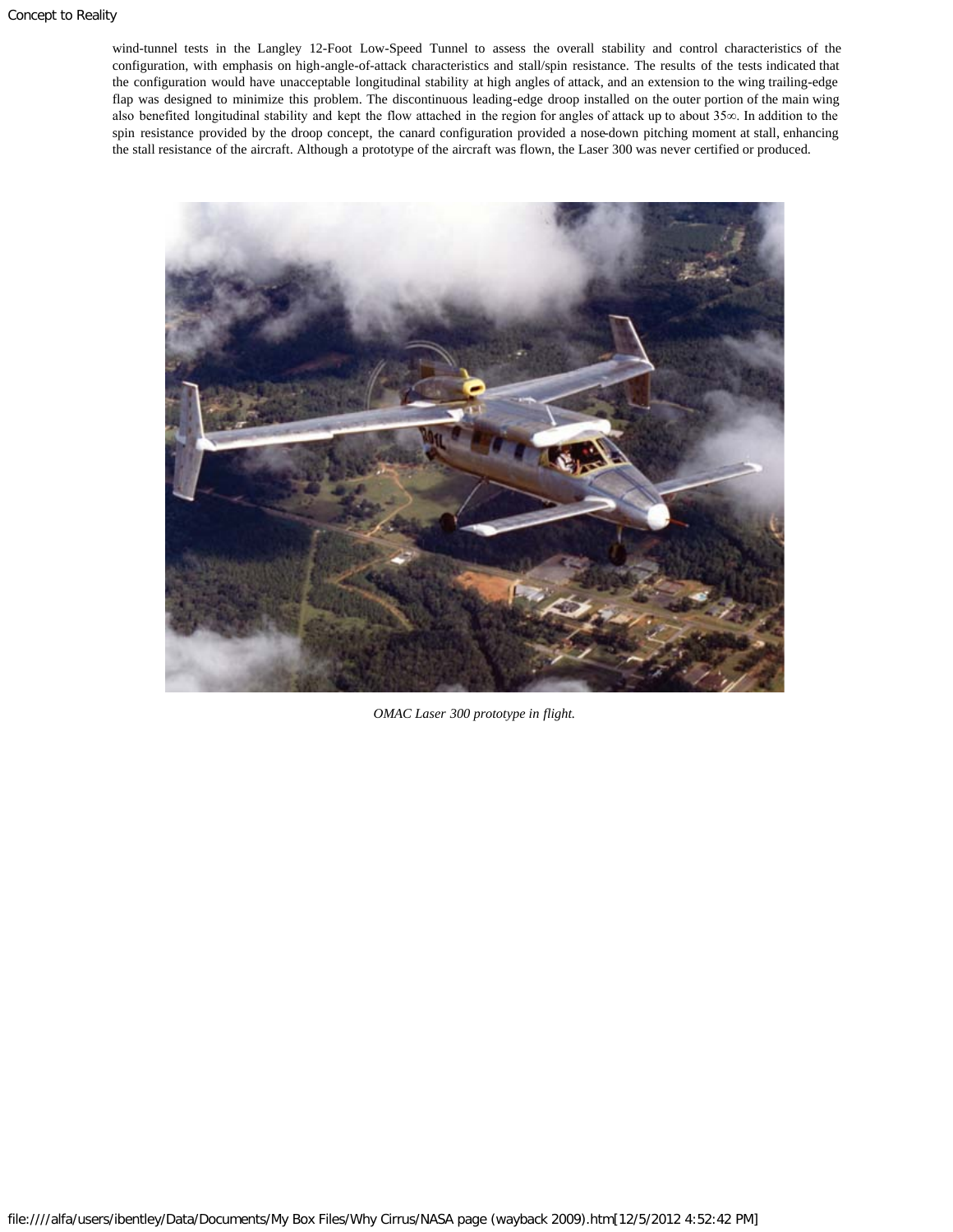wind-tunnel tests in the Langley 12-Foot Low-Speed Tunnel to assess the overall stability and control characteristics of the configuration, with emphasis on high-angle-of-attack characteristics and stall/spin resistance. The results of the tests indicated that the configuration would have unacceptable longitudinal stability at high angles of attack, and an extension to the wing trailing-edge flap was designed to minimize this problem. The discontinuous leading-edge droop installed on the outer portion of the main wing also benefited longitudinal stability and kept the flow attached in the region for angles of attack up to about 35∞. In addition to the spin resistance provided by the droop concept, the canard configuration provided a nose-down pitching moment at stall, enhancing the stall resistance of the aircraft. Although a prototype of the aircraft was flown, the Laser 300 was never certified or produced.

*OMAC Laser 300 prototype in flight.*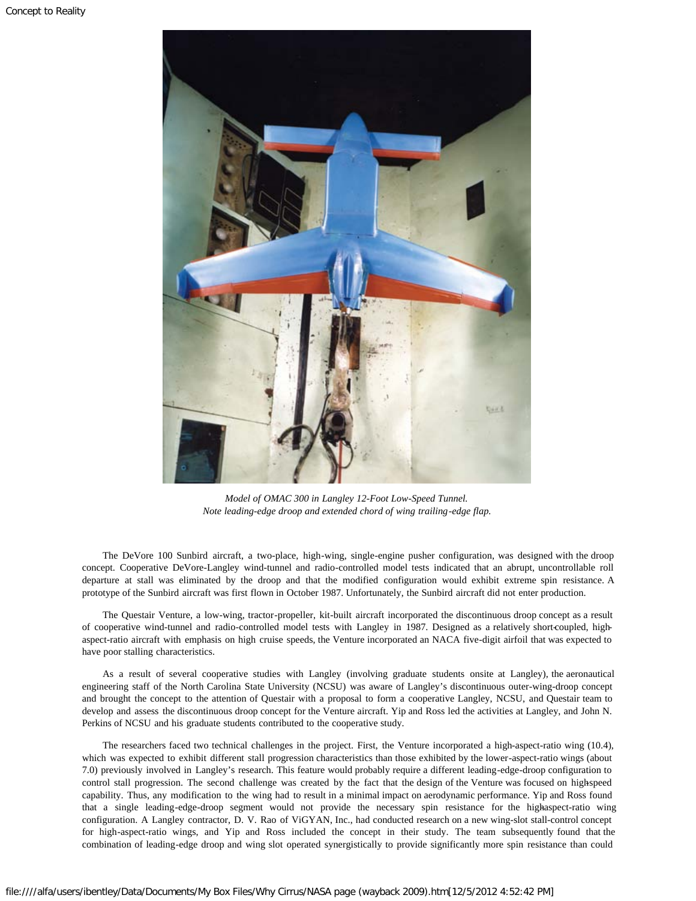*Model of OMAC 300 in Langley 12-Foot Low-Speed Tunnel.*
*Note leading-edge droop and extended chord of wing trailing-edge flap.*

The DeVore 100 Sunbird aircraft, a two-place, high-wing, single-engine pusher configuration, was designed with the droop concept. Cooperative DeVore-Langley wind-tunnel and radio-controlled model tests indicated that an abrupt, uncontrollable roll departure at stall was eliminated by the droop and that the modified configuration would exhibit extreme spin resistance. A prototype of the Sunbird aircraft was first flown in October 1987. Unfortunately, the Sunbird aircraft did not enter production.

The Questair Venture, a low-wing, tractor-propeller, kit-built aircraft incorporated the discontinuous droop concept as a result of cooperative wind-tunnel and radio-controlled model tests with Langley in 1987. Designed as a relatively short-coupled, high-aspect-ratio aircraft with emphasis on high cruise speeds, the Venture incorporated an NACA five-digit airfoil that was expected to have poor stalling characteristics.

As a result of several cooperative studies with Langley (involving graduate students onsite at Langley), the aeronautical engineering staff of the North Carolina State University (NCSU) was aware of Langley's discontinuous outer-wing-droop concept and brought the concept to the attention of Questair with a proposal to form a cooperative Langley, NCSU, and Questair team to develop and assess the discontinuous droop concept for the Venture aircraft. Yip and Ross led the activities at Langley, and John N. Perkins of NCSU and his graduate students contributed to the cooperative study.

The researchers faced two technical challenges in the project. First, the Venture incorporated a high-aspect-ratio wing (10.4), which was expected to exhibit different stall progression characteristics than those exhibited by the lower-aspect-ratio wings (about 7.0) previously involved in Langley's research. This feature would probably require a different leading-edge-droop configuration to control stall progression. The second challenge was created by the fact that the design of the Venture was focused on high-speed capability. Thus, any modification to the wing had to result in a minimal impact on aerodynamic performance. Yip and Ross found that a single leading-edge-droop segment would not provide the necessary spin resistance for the high-aspect-ratio wing configuration. A Langley contractor, D. V. Rao of ViGYAN, Inc., had conducted research on a new wing-slot stall-control concept for high-aspect-ratio wings, and Yip and Ross included the concept in their study. The team subsequently found that the combination of leading-edge droop and wing slot operated synergistically to provide significantly more spin resistance than could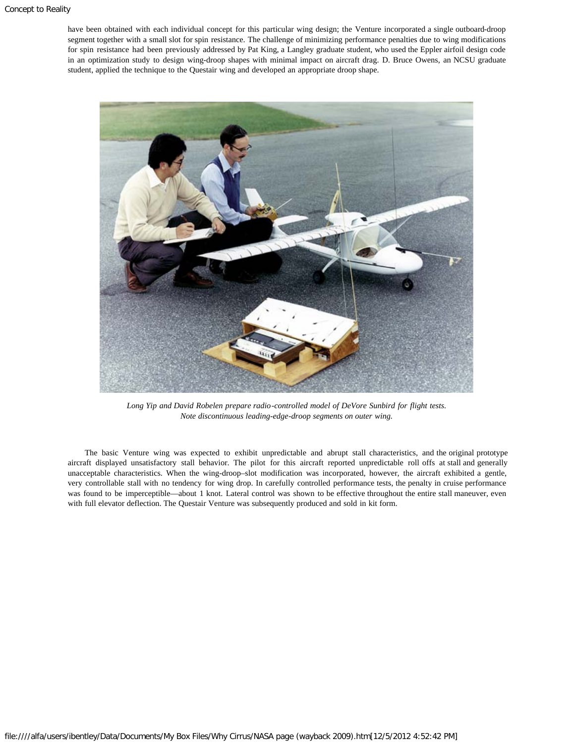have been obtained with each individual concept for this particular wing design; the Venture incorporated a single outboard-droop segment together with a small slot for spin resistance. The challenge of minimizing performance penalties due to wing modifications for spin resistance had been previously addressed by Pat King, a Langley graduate student, who used the Eppler airfoil design code in an optimization study to design wing-droop shapes with minimal impact on aircraft drag. D. Bruce Owens, an NCSU graduate student, applied the technique to the Questair wing and developed an appropriate droop shape.

*Long Yip and David Robelen prepare radio-controlled model of DeVore Sunbird for flight tests. Note discontinuous leading-edge-droop segments on outer wing.*

The basic Venture wing was expected to exhibit unpredictable and abrupt stall characteristics, and the original prototype aircraft displayed unsatisfactory stall behavior. The pilot for this aircraft reported unpredictable roll offs at stall and generally unacceptable characteristics. When the wing-droop–slot modification was incorporated, however, the aircraft exhibited a gentle, very controllable stall with no tendency for wing drop. In carefully controlled performance tests, the penalty in cruise performance was found to be imperceptible—about 1 knot. Lateral control was shown to be effective throughout the entire stall maneuver, even with full elevator deflection. The Questair Venture was subsequently produced and sold in kit form.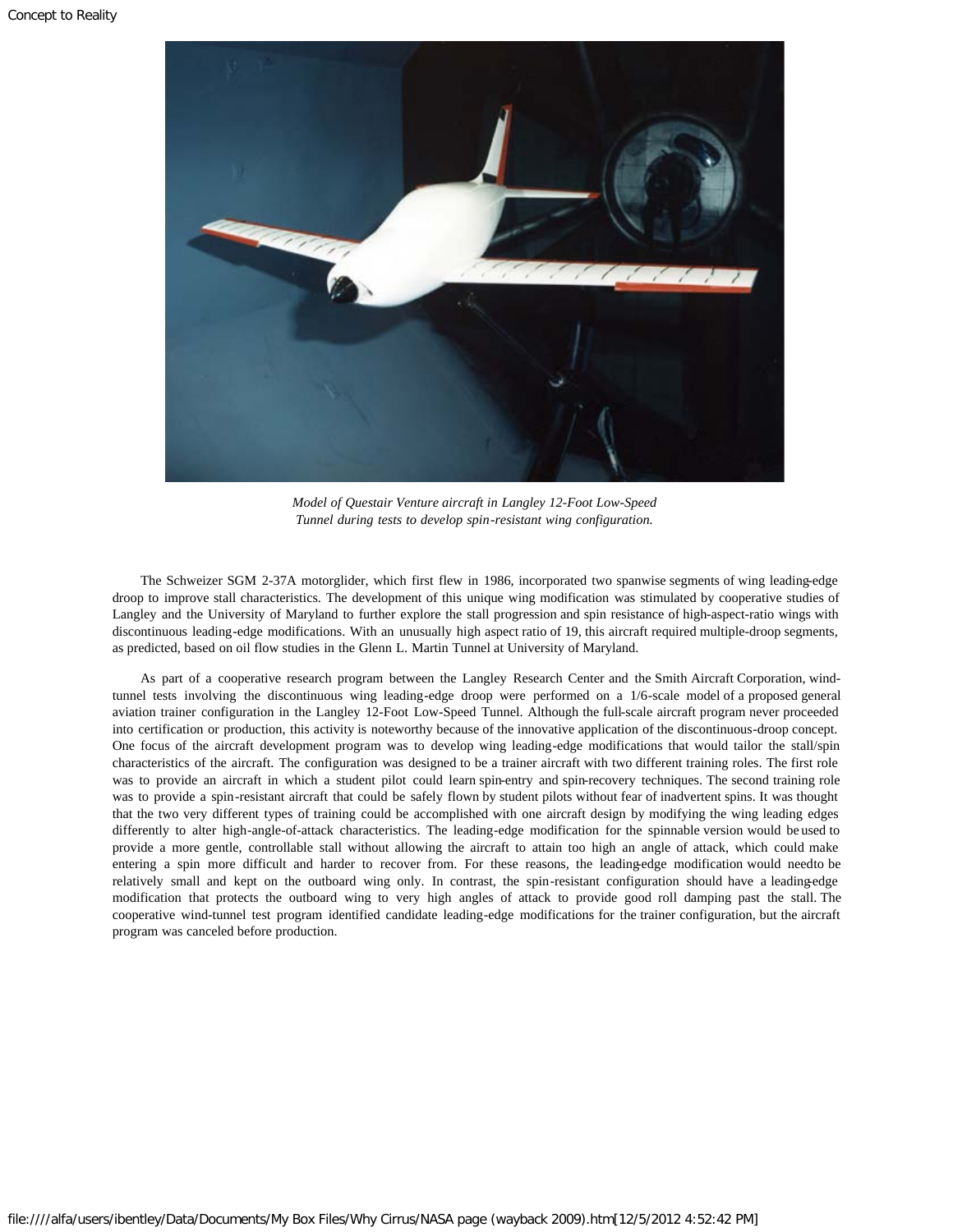*Model of Questair Venture aircraft in Langley 12-Foot Low-Speed Tunnel during tests to develop spin-resistant wing configuration.*

The Schweizer SGM 2-37A motorglider, which first flew in 1986, incorporated two spanwise segments of wing leading-edge droop to improve stall characteristics. The development of this unique wing modification was stimulated by cooperative studies of Langley and the University of Maryland to further explore the stall progression and spin resistance of high-aspect-ratio wings with discontinuous leading-edge modifications. With an unusually high aspect ratio of 19, this aircraft required multiple-droop segments, as predicted, based on oil flow studies in the Glenn L. Martin Tunnel at University of Maryland.

As part of a cooperative research program between the Langley Research Center and the Smith Aircraft Corporation, wind-tunnel tests involving the discontinuous wing leading-edge droop were performed on a 1/6-scale model of a proposed general aviation trainer configuration in the Langley 12-Foot Low-Speed Tunnel. Although the full-scale aircraft program never proceeded into certification or production, this activity is noteworthy because of the innovative application of the discontinuous-droop concept. One focus of the aircraft development program was to develop wing leading-edge modifications that would tailor the stall/spin characteristics of the aircraft. The configuration was designed to be a trainer aircraft with two different training roles. The first role was to provide an aircraft in which a student pilot could learn spin-entry and spin-recovery techniques. The second training role was to provide a spin-resistant aircraft that could be safely flown by student pilots without fear of inadvertent spins. It was thought that the two very different types of training could be accomplished with one aircraft design by modifying the wing leading edges differently to alter high-angle-of-attack characteristics. The leading-edge modification for the spinnable version would be used to provide a more gentle, controllable stall without allowing the aircraft to attain too high an angle of attack, which could make entering a spin more difficult and harder to recover from. For these reasons, the leading-edge modification would need to be relatively small and kept on the outboard wing only. In contrast, the spin-resistant configuration should have a leading-edge modification that protects the outboard wing to very high angles of attack to provide good roll damping past the stall. The cooperative wind-tunnel test program identified candidate leading-edge modifications for the trainer configuration, but the aircraft program was canceled before production.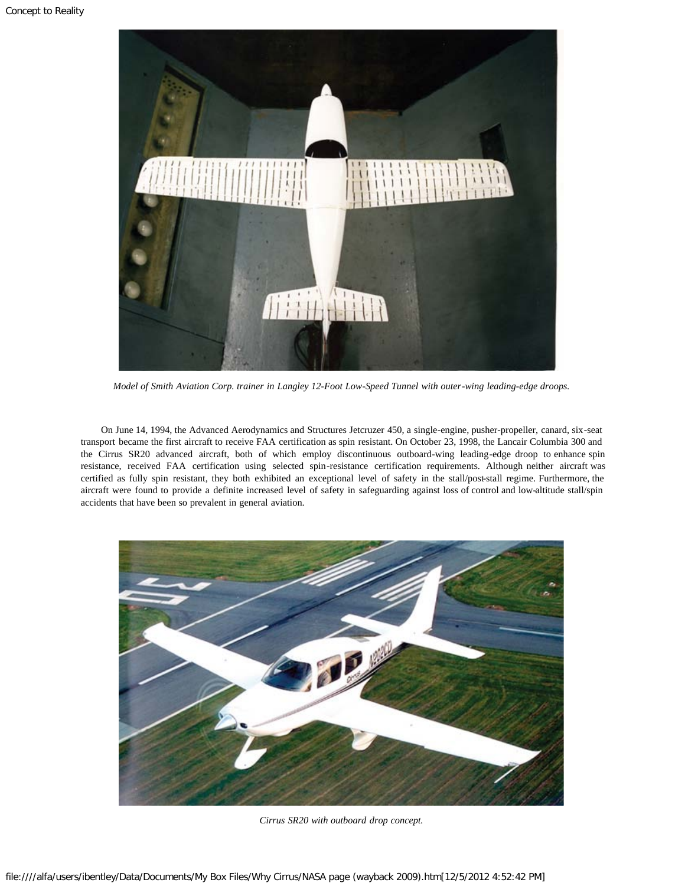*Model of Smith Aviation Corp. trainer in Langley 12-Foot Low-Speed Tunnel with outer-wing leading-edge droops.*

On June 14, 1994, the Advanced Aerodynamics and Structures Jetcruzer 450, a single-engine, pusher-propeller, canard, six-seat transport became the first aircraft to receive FAA certification as spin resistant. On October 23, 1998, the Lancair Columbia 300 and the Cirrus SR20 advanced aircraft, both of which employ discontinuous outboard-wing leading-edge droop to enhance spin resistance, received FAA certification using selected spin-resistance certification requirements. Although neither aircraft was certified as fully spin resistant, they both exhibited an exceptional level of safety in the stall/post-stall regime. Furthermore, the aircraft were found to provide a definite increased level of safety in safeguarding against loss of control and low-altitude stall/spin accidents that have been so prevalent in general aviation.

*Cirrus SR20 with outboard drop concept.*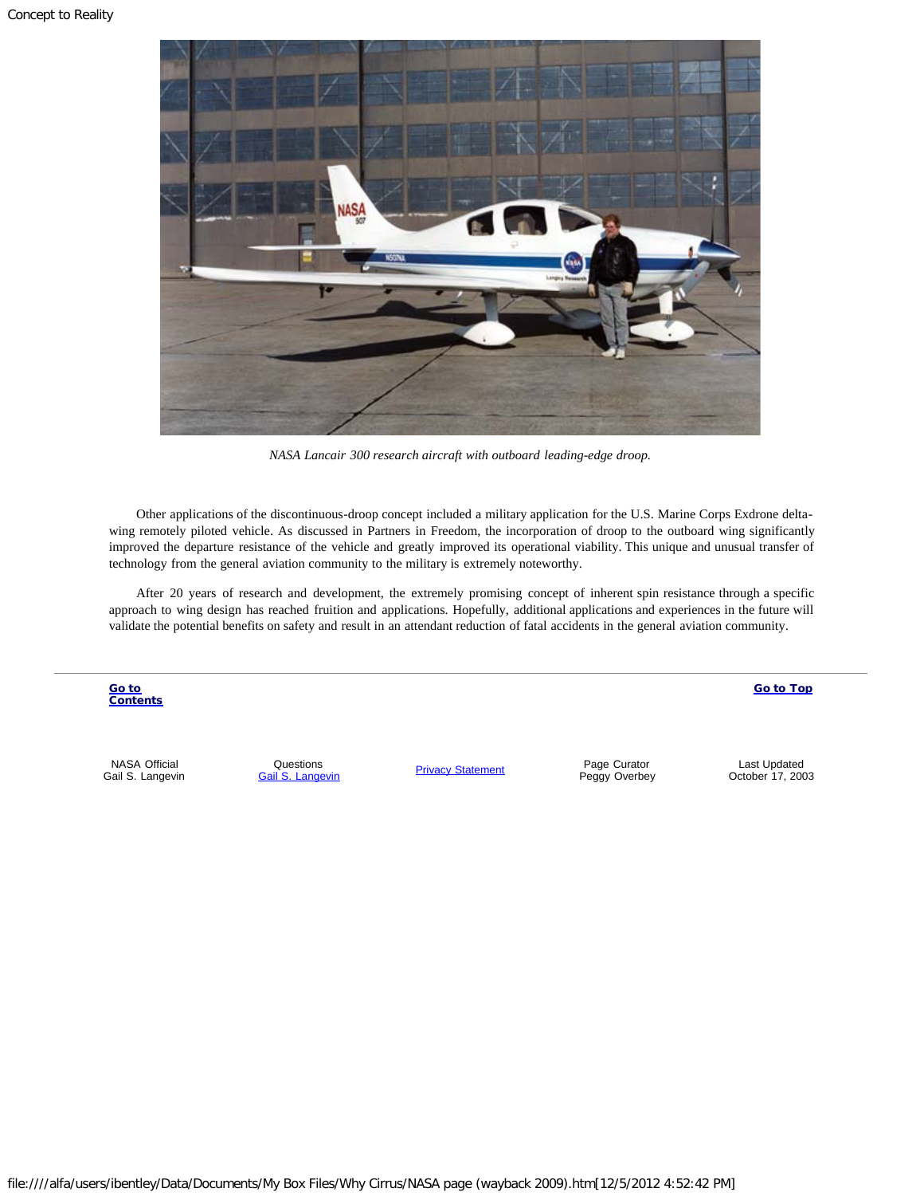*NASA Lancair 300 research aircraft with outboard leading-edge droop.*

Other applications of the discontinuous-droop concept included a military application for the U.S. Marine Corps Exdrone delta-wing remotely piloted vehicle. As discussed in Partners in Freedom, the incorporation of droop to the outboard wing significantly improved the departure resistance of the vehicle and greatly improved its operational viability. This unique and unusual transfer of technology from the general aviation community to the military is extremely noteworthy.

After 20 years of research and development, the extremely promising concept of inherent spin resistance through a specific approach to wing design has reached fruition and applications. Hopefully, additional applications and experiences in the future will validate the potential benefits on safety and result in an attendant reduction of fatal accidents in the general aviation community.

---

**Go to Contents** | **Go to Top**

| | | | | |
|---|---|---|---|---|
| NASA Official Gail S. Langevin | Questions Gail S. Langevin | Privacy Statement | Page Curator Peggy Overbey | Last Updated October 17, 2003 |